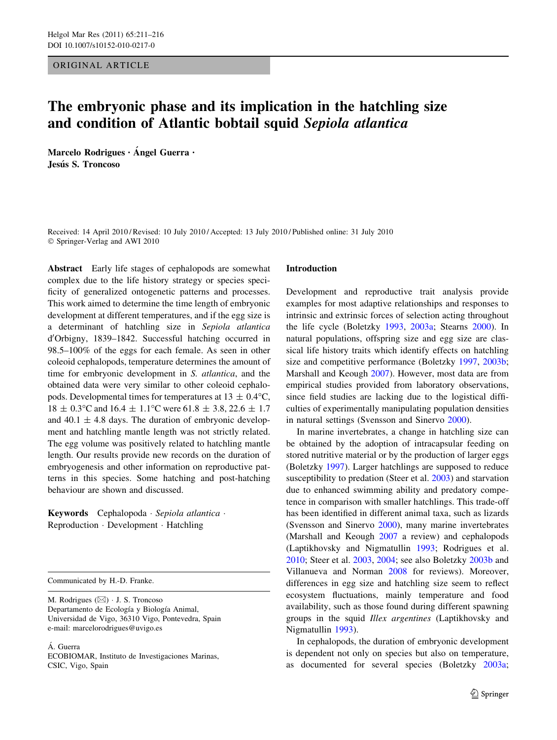ORIGINAL ARTICLE

# The embryonic phase and its implication in the hatchling size and condition of Atlantic bobtail squid *Sepiola atlantica*

**Marcelo Rodrigues · Ángel Guerra · Jesús S. Troncoso**

Received: 14 April 2010 / Revised: 10 July 2010 / Accepted: 13 July 2010 / Published online: 31 July 2010
© Springer-Verlag and AWI 2010

**Abstract** Early life stages of cephalopods are somewhat complex due to the life history strategy or species specificity of generalized ontogenetic patterns and processes. This work aimed to determine the time length of embryonic development at different temperatures, and if the egg size is a determinant of hatchling size in *Sepiola atlantica* d′Orbigny, 1839–1842. Successful hatching occurred in 98.5–100% of the eggs for each female. As seen in other coleoid cephalopods, temperature determines the amount of time for embryonic development in *S. atlantica*, and the obtained data were very similar to other coleoid cephalopods. Developmental times for temperatures at 13 ± 0.4°C, 18 ± 0.3°C and 16.4 ± 1.1°C were 61.8 ± 3.8, 22.6 ± 1.7 and 40.1 ± 4.8 days. The duration of embryonic development and hatchling mantle length was not strictly related. The egg volume was positively related to hatchling mantle length. Our results provide new records on the duration of embryogenesis and other information on reproductive patterns in this species. Some hatching and post-hatching behaviour are shown and discussed.

**Keywords** Cephalopoda · *Sepiola atlantica* · Reproduction · Development · Hatching

Communicated by H.-D. Franke.

M. Rodrigues (✉) · J. S. Troncoso
Departamento de Ecología y Biología Animal, Universidad de Vigo, 36310 Vigo, Pontevedra, Spain
e-mail: marcelorodrigues@uvigo.es

Á. Guerra
ECOBIOMAR, Instituto de Investigaciones Marinas, CSIC, Vigo, Spain

## Introduction

Development and reproductive trait analysis provide examples for most adaptive relationships and responses to intrinsic and extrinsic forces of selection acting throughout the life cycle (Boletzky 1993, 2003a; Stearns 2000). In natural populations, offspring size and egg size are classical life history traits which identify effects on hatchling size and competitive performance (Boletzky 1997, 2003b; Marshall and Keough 2007). However, most data are from empirical studies provided from laboratory observations, since field studies are lacking due to the logistical difficulties of experimentally manipulating population densities in natural settings (Svensson and Sinervo 2000).

In marine invertebrates, a change in hatchling size can be obtained by the adoption of intracapsular feeding on stored nutritive material or by the production of larger eggs (Boletzky 1997). Larger hatchlings are supposed to reduce susceptibility to predation (Steer et al. 2003) and starvation due to enhanced swimming ability and predatory competence in comparison with smaller hatchlings. This trade-off has been identified in different animal taxa, such as lizards (Svensson and Sinervo 2000), many marine invertebrates (Marshall and Keough 2007 a review) and cephalopods (Laptikhovsky and Nigmatullin 1993; Rodrigues et al. 2010; Steer et al. 2003, 2004; see also Boletzky 2003b and Villanueva and Norman 2008 for reviews). Moreover, differences in egg size and hatchling size seem to reflect ecosystem fluctuations, mainly temperature and food availability, such as those found during different spawning groups in the squid *Illex argentines* (Laptikhovsky and Nigmatullin 1993).

In cephalopods, the duration of embryonic development is dependent not only on species but also on temperature, as documented for several species (Boletzky 2003a;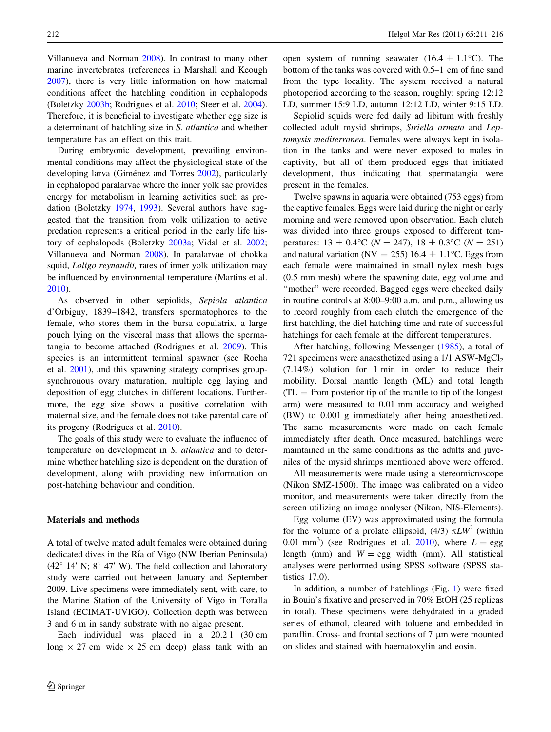Villanueva and Norman 2008). In contrast to many other marine invertebrates (references in Marshall and Keough 2007), there is very little information on how maternal conditions affect the hatchling condition in cephalopods (Boletzky 2003b; Rodrigues et al. 2010; Steer et al. 2004). Therefore, it is beneficial to investigate whether egg size is a determinant of hatchling size in *S. atlantica* and whether temperature has an effect on this trait.

During embryonic development, prevailing environmental conditions may affect the physiological state of the developing larva (Giménez and Torres 2002), particularly in cephalopod paralarvae where the inner yolk sac provides energy for metabolism in learning activities such as predation (Boletzky 1974, 1993). Several authors have suggested that the transition from yolk utilization to active predation represents a critical period in the early life history of cephalopods (Boletzky 2003a; Vidal et al. 2002; Villanueva and Norman 2008). In paralarvae of chokka squid, *Loligo reynaudii,* rates of inner yolk utilization may be influenced by environmental temperature (Martins et al. 2010).

As observed in other sepiolids, *Sepiola atlantica* d'Orbigny, 1839–1842, transfers spermatophores to the female, who stores them in the bursa copulatrix, a large pouch lying on the visceral mass that allows the spermatangia to become attached (Rodrigues et al. 2009). This species is an intermittent terminal spawner (see Rocha et al. 2001), and this spawning strategy comprises group-synchronous ovary maturation, multiple egg laying and deposition of egg clutches in different locations. Furthermore, the egg size shows a positive correlation with maternal size, and the female does not take parental care of its progeny (Rodrigues et al. 2010).

The goals of this study were to evaluate the influence of temperature on development in *S. atlantica* and to determine whether hatchling size is dependent on the duration of development, along with providing new information on post-hatching behaviour and condition.

## Materials and methods

A total of twelve mated adult females were obtained during dedicated dives in the Ría of Vigo (NW Iberian Peninsula) (42° 14′ N; 8° 47′ W). The field collection and laboratory study were carried out between January and September 2009. Live specimens were immediately sent, with care, to the Marine Station of the University of Vigo in Toralla Island (ECIMAT-UVIGO). Collection depth was between 3 and 6 m in sandy substrate with no algae present.

Each individual was placed in a 20.2 l (30 cm long × 27 cm wide × 25 cm deep) glass tank with an open system of running seawater (16.4 ± 1.1°C). The bottom of the tanks was covered with 0.5–1 cm of fine sand from the type locality. The system received a natural photoperiod according to the season, roughly: spring 12:12 LD, summer 15:9 LD, autumn 12:12 LD, winter 9:15 LD.

Sepiolid squids were fed daily ad libitum with freshly collected adult mysid shrimps, *Siriella armata* and *Leptomysis mediterranea*. Females were always kept in isolation in the tanks and were never exposed to males in captivity, but all of them produced eggs that initiated development, thus indicating that spermatangia were present in the females.

Twelve spawns in aquaria were obtained (753 eggs) from the captive females. Eggs were laid during the night or early morning and were removed upon observation. Each clutch was divided into three groups exposed to different temperatures: 13 ± 0.4°C ($N = 247$), 18 ± 0.3°C ($N = 251$) and natural variation (NV = 255) 16.4 ± 1.1°C. Eggs from each female were maintained in small nylex mesh bags (0.5 mm mesh) where the spawning date, egg volume and "mother" were recorded. Bagged eggs were checked daily in routine controls at 8:00–9:00 a.m. and p.m., allowing us to record roughly from each clutch the emergence of the first hatchling, the diel hatching time and rate of successful hatchings for each female at the different temperatures.

After hatching, following Messenger (1985), a total of 721 specimens were anaesthetized using a 1/1 ASW-$MgCl_2$ (7.14%) solution for 1 min in order to reduce their mobility. Dorsal mantle length (ML) and total length (TL = from posterior tip of the mantle to tip of the longest arm) were measured to 0.01 mm accuracy and weighed (BW) to 0.001 g immediately after being anaesthetized. The same measurements were made on each female immediately after death. Once measured, hatchlings were maintained in the same conditions as the adults and juveniles of the mysid shrimps mentioned above were offered.

All measurements were made using a stereomicroscope (Nikon SMZ-1500). The image was calibrated on a video monitor, and measurements were taken directly from the screen utilizing an image analyser (Nikon, NIS-Elements).

Egg volume (EV) was approximated using the formula for the volume of a prolate ellipsoid, $(4/3)\ \pi LW^2$ (within 0.01 $mm^3$) (see Rodrigues et al. 2010), where $L$ = egg length (mm) and $W$ = egg width (mm). All statistical analyses were performed using SPSS software (SPSS statistics 17.0).

In addition, a number of hatchlings (Fig. 1) were fixed in Bouin's fixative and preserved in 70% EtOH (25 replicas in total). These specimens were dehydrated in a graded series of ethanol, cleared with toluene and embedded in paraffin. Cross- and frontal sections of 7 μm were mounted on slides and stained with haematoxylin and eosin.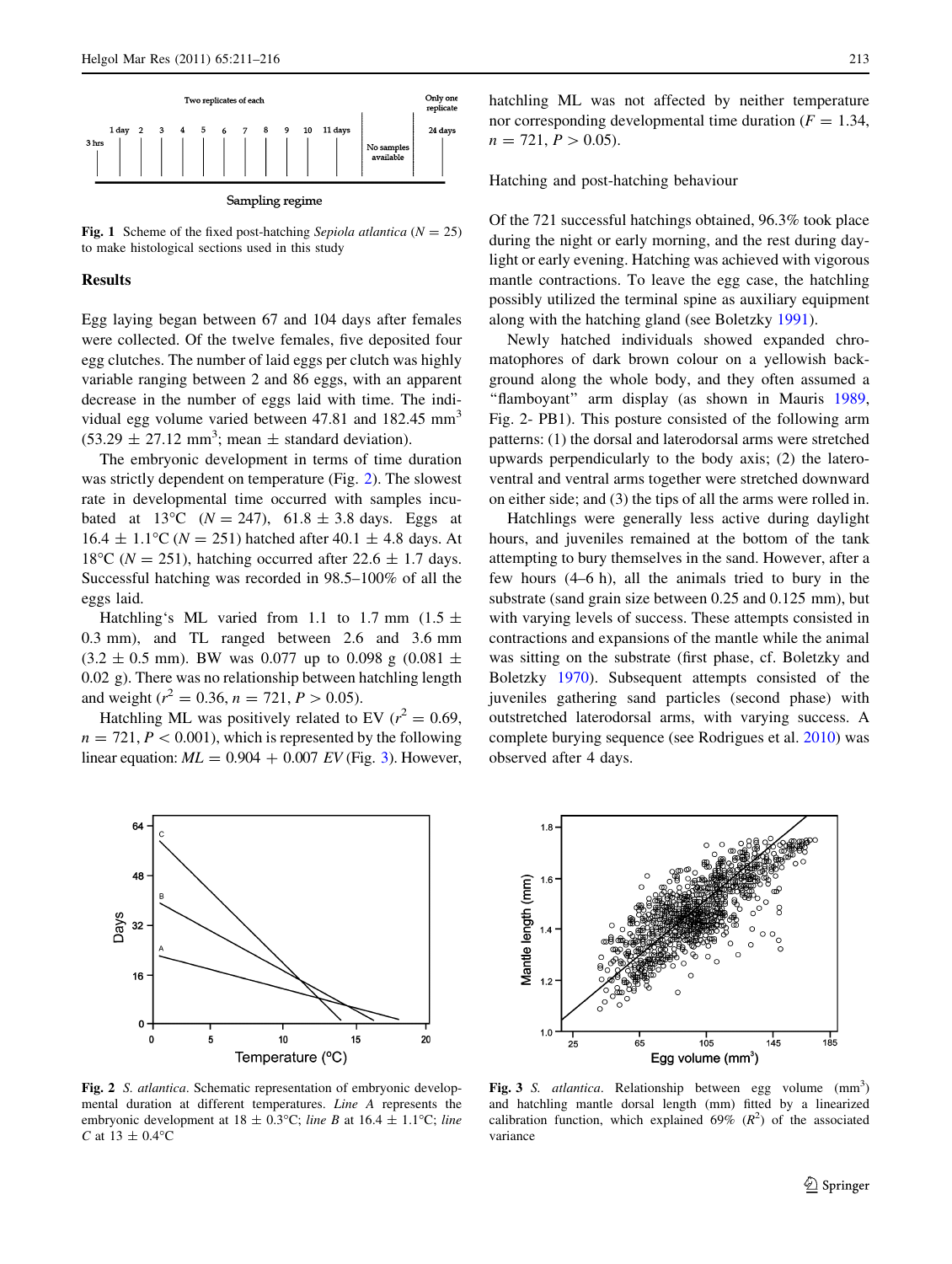Fig. 1 Scheme of the fixed post-hatching *Sepiola atlantica* ($N = 25$) to make histological sections used in this study

## Results

Egg laying began between 67 and 104 days after females were collected. Of the twelve females, five deposited four egg clutches. The number of laid eggs per clutch was highly variable ranging between 2 and 86 eggs, with an apparent decrease in the number of eggs laid with time. The individual egg volume varied between 47.81 and 182.45 $mm^3$ ($53.29 \pm 27.12$ $mm^3$; mean ± standard deviation).

The embryonic development in terms of time duration was strictly dependent on temperature (Fig. 2). The slowest rate in developmental time occurred with samples incubated at 13°C ($N = 247$), $61.8 \pm 3.8$ days. Eggs at $16.4 \pm 1.1$°C ($N = 251$) hatched after $40.1 \pm 4.8$ days. At 18°C ($N = 251$), hatching occurred after $22.6 \pm 1.7$ days. Successful hatching was recorded in 98.5–100% of all the eggs laid.

Hatchling's ML varied from 1.1 to 1.7 mm ($1.5 \pm 0.3$ mm), and TL ranged between 2.6 and 3.6 mm ($3.2 \pm 0.5$ mm). BW was 0.077 up to 0.098 g ($0.081 \pm 0.02$ g). There was no relationship between hatchling length and weight ($r^2 = 0.36$, $n = 721$, $P > 0.05$).

Hatchling ML was positively related to EV ($r^2 = 0.69$, $n = 721$, $P < 0.001$), which is represented by the following linear equation: $ML = 0.904 + 0.007\ EV$ (Fig. 3). However, hatchling ML was not affected by neither temperature nor corresponding developmental time duration ($F = 1.34$, $n = 721$, $P > 0.05$).

### Hatching and post-hatching behaviour

Of the 721 successful hatchings obtained, 96.3% took place during the night or early morning, and the rest during daylight or early evening. Hatching was achieved with vigorous mantle contractions. To leave the egg case, the hatchling possibly utilized the terminal spine as auxiliary equipment along with the hatching gland (see Boletzky 1991).

Newly hatched individuals showed expanded chromatophores of dark brown colour on a yellowish background along the whole body, and they often assumed a "flamboyant" arm display (as shown in Mauris 1989, Fig. 2- PB1). This posture consisted of the following arm patterns: (1) the dorsal and laterodorsal arms were stretched upwards perpendicularly to the body axis; (2) the lateroventral and ventral arms together were stretched downward on either side; and (3) the tips of all the arms were rolled in.

Hatchlings were generally less active during daylight hours, and juveniles remained at the bottom of the tank attempting to bury themselves in the sand. However, after a few hours (4–6 h), all the animals tried to bury in the substrate (sand grain size between 0.25 and 0.125 mm), but with varying levels of success. These attempts consisted in contractions and expansions of the mantle while the animal was sitting on the substrate (first phase, cf. Boletzky and Boletzky 1970). Subsequent attempts consisted of the juveniles gathering sand particles (second phase) with outstretched laterodorsal arms, with varying success. A complete burying sequence (see Rodrigues et al. 2010) was observed after 4 days.

Fig. 2 *S. atlantica*. Schematic representation of embryonic developmental duration at different temperatures. *Line A* represents the embryonic development at $18 \pm 0.3$°C; *line B* at $16.4 \pm 1.1$°C; *line C* at $13 \pm 0.4$°C

Fig. 3 *S. atlantica*. Relationship between egg volume ($mm^3$) and hatchling mantle dorsal length (mm) fitted by a linearized calibration function, which explained 69% ($R^2$) of the associated variance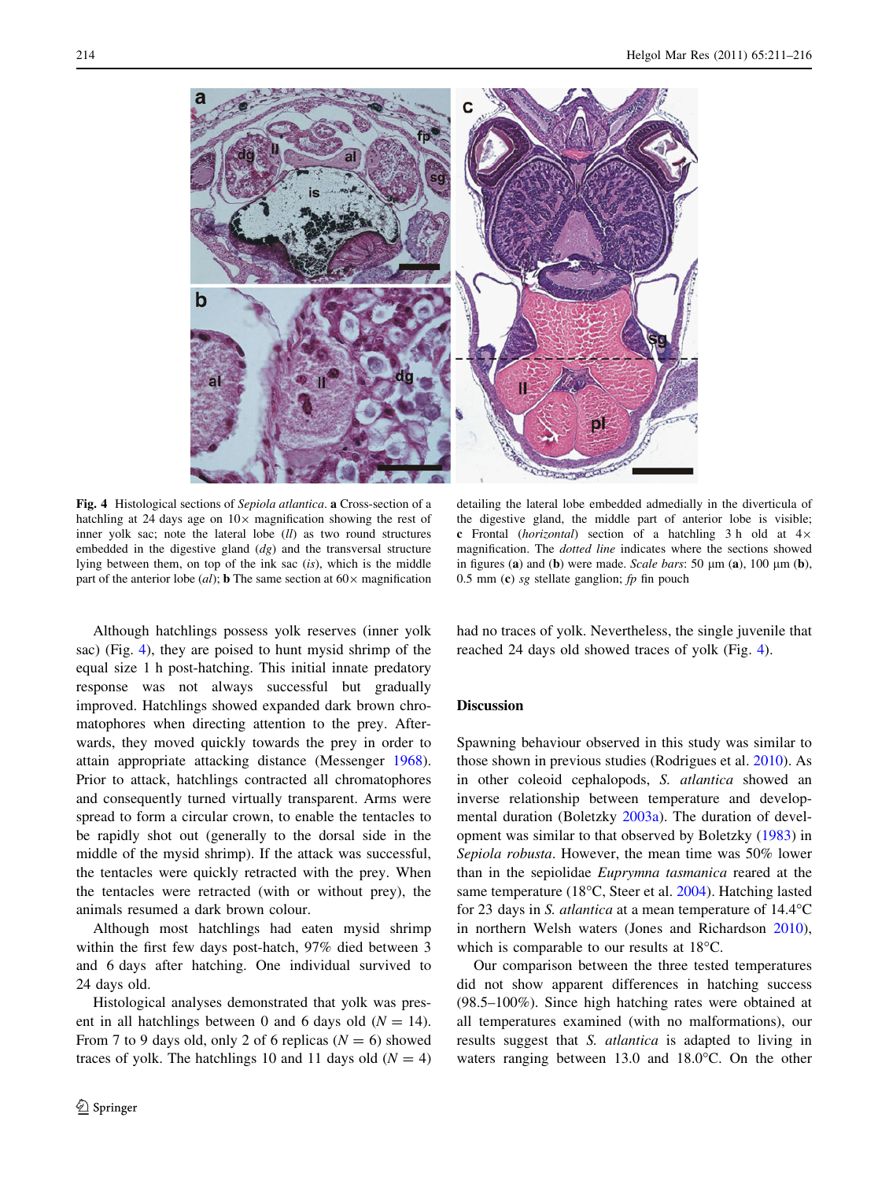**Fig. 4** Histological sections of *Sepiola atlantica*. **a** Cross-section of a hatchling at 24 days age on 10× magnification showing the rest of inner yolk sac; note the lateral lobe (*ll*) as two round structures embedded in the digestive gland (*dg*) and the transversal structure lying between them, on top of the ink sac (*is*), which is the middle part of the anterior lobe (*al*); **b** The same section at 60× magnification detailing the lateral lobe embedded admedially in the diverticula of the digestive gland, the middle part of anterior lobe is visible; **c** Frontal (*horizontal*) section of a hatchling 3 h old at 4× magnification. The *dotted line* indicates where the sections showed in figures (**a**) and (**b**) were made. *Scale bars*: 50 μm (**a**), 100 μm (**b**), 0.5 mm (**c**) *sg* stellate ganglion; *fp* fin pouch

Although hatchlings possess yolk reserves (inner yolk sac) (Fig. 4), they are poised to hunt mysid shrimp of the equal size 1 h post-hatching. This initial innate predatory response was not always successful but gradually improved. Hatchlings showed expanded dark brown chromatophores when directing attention to the prey. Afterwards, they moved quickly towards the prey in order to attain appropriate attacking distance (Messenger 1968). Prior to attack, hatchlings contracted all chromatophores and consequently turned virtually transparent. Arms were spread to form a circular crown, to enable the tentacles to be rapidly shot out (generally to the dorsal side in the middle of the mysid shrimp). If the attack was successful, the tentacles were quickly retracted with the prey. When the tentacles were retracted (with or without prey), the animals resumed a dark brown colour.

Although most hatchlings had eaten mysid shrimp within the first few days post-hatch, 97% died between 3 and 6 days after hatching. One individual survived to 24 days old.

Histological analyses demonstrated that yolk was present in all hatchlings between 0 and 6 days old ($N = 14$). From 7 to 9 days old, only 2 of 6 replicas ($N = 6$) showed traces of yolk. The hatchlings 10 and 11 days old ($N = 4$) had no traces of yolk. Nevertheless, the single juvenile that reached 24 days old showed traces of yolk (Fig. 4).

## Discussion

Spawning behaviour observed in this study was similar to those shown in previous studies (Rodrigues et al. 2010). As in other coleoid cephalopods, *S. atlantica* showed an inverse relationship between temperature and developmental duration (Boletzky 2003a). The duration of development was similar to that observed by Boletzky (1983) in *Sepiola robusta*. However, the mean time was 50% lower than in the sepiolidae *Euprymna tasmanica* reared at the same temperature (18°C, Steer et al. 2004). Hatching lasted for 23 days in *S. atlantica* at a mean temperature of 14.4°C in northern Welsh waters (Jones and Richardson 2010), which is comparable to our results at 18°C.

Our comparison between the three tested temperatures did not show apparent differences in hatching success (98.5–100%). Since high hatching rates were obtained at all temperatures examined (with no malformations), our results suggest that *S. atlantica* is adapted to living in waters ranging between 13.0 and 18.0°C. On the other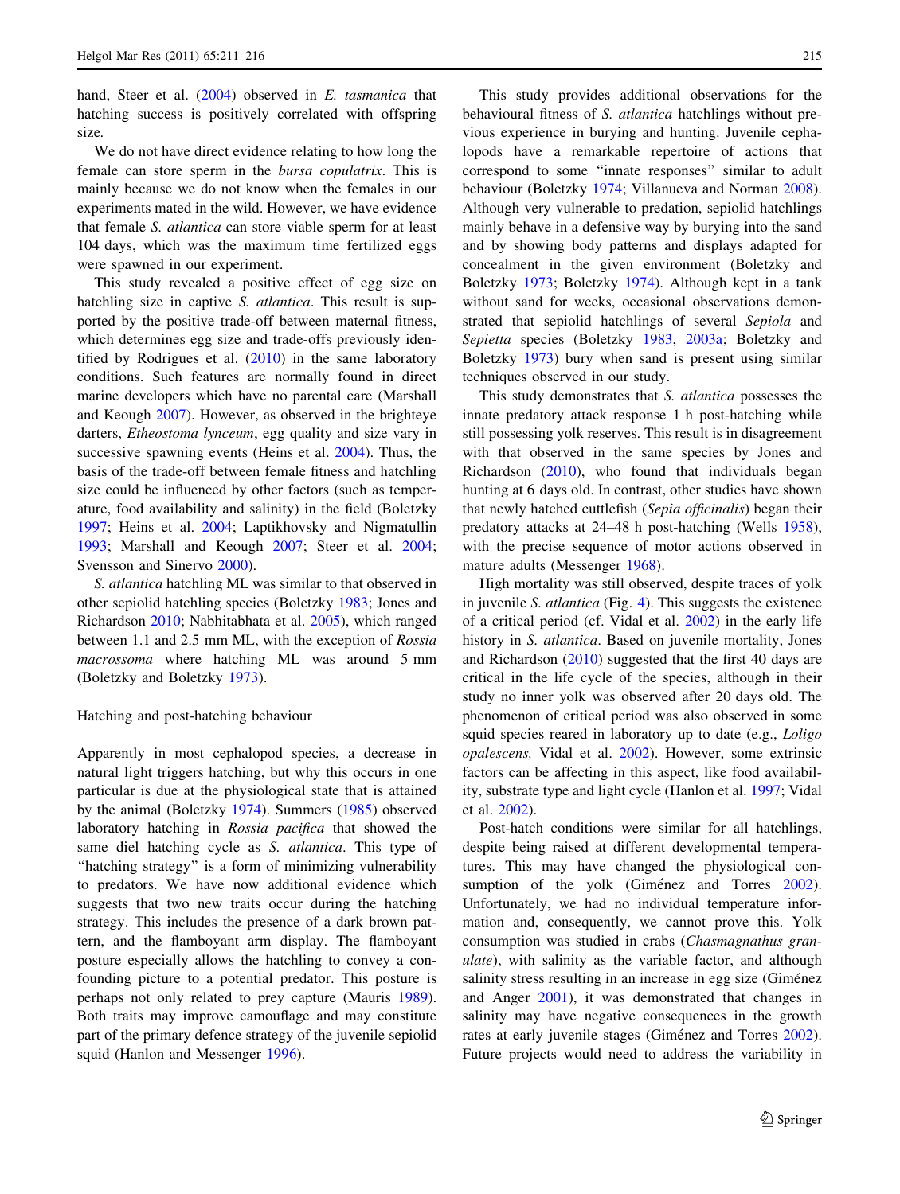hand, Steer et al. (2004) observed in *E. tasmanica* that hatching success is positively correlated with offspring size.

We do not have direct evidence relating to how long the female can store sperm in the *bursa copulatrix*. This is mainly because we do not know when the females in our experiments mated in the wild. However, we have evidence that female *S. atlantica* can store viable sperm for at least 104 days, which was the maximum time fertilized eggs were spawned in our experiment.

This study revealed a positive effect of egg size on hatchling size in captive *S. atlantica*. This result is supported by the positive trade-off between maternal fitness, which determines egg size and trade-offs previously identified by Rodrigues et al. (2010) in the same laboratory conditions. Such features are normally found in direct marine developers which have no parental care (Marshall and Keough 2007). However, as observed in the brighteye darters, *Etheostoma lynceum*, egg quality and size vary in successive spawning events (Heins et al. 2004). Thus, the basis of the trade-off between female fitness and hatchling size could be influenced by other factors (such as temperature, food availability and salinity) in the field (Boletzky 1997; Heins et al. 2004; Laptikhovsky and Nigmatullin 1993; Marshall and Keough 2007; Steer et al. 2004; Svensson and Sinervo 2000).

*S. atlantica* hatchling ML was similar to that observed in other sepiolid hatchling species (Boletzky 1983; Jones and Richardson 2010; Nabhitabhata et al. 2005), which ranged between 1.1 and 2.5 mm ML, with the exception of *Rossia macrossoma* where hatching ML was around 5 mm (Boletzky and Boletzky 1973).

### Hatching and post-hatching behaviour

Apparently in most cephalopod species, a decrease in natural light triggers hatching, but why this occurs in one particular is due at the physiological state that is attained by the animal (Boletzky 1974). Summers (1985) observed laboratory hatching in *Rossia pacifica* that showed the same diel hatching cycle as *S. atlantica*. This type of "hatching strategy" is a form of minimizing vulnerability to predators. We have now additional evidence which suggests that two new traits occur during the hatching strategy. This includes the presence of a dark brown pattern, and the flamboyant arm display. The flamboyant posture especially allows the hatchling to convey a confounding picture to a potential predator. This posture is perhaps not only related to prey capture (Mauris 1989). Both traits may improve camouflage and may constitute part of the primary defence strategy of the juvenile sepiolid squid (Hanlon and Messenger 1996).

This study provides additional observations for the behavioural fitness of *S. atlantica* hatchlings without previous experience in burying and hunting. Juvenile cephalopods have a remarkable repertoire of actions that correspond to some "innate responses" similar to adult behaviour (Boletzky 1974; Villanueva and Norman 2008). Although very vulnerable to predation, sepiolid hatchlings mainly behave in a defensive way by burying into the sand and by showing body patterns and displays adapted for concealment in the given environment (Boletzky and Boletzky 1973; Boletzky 1974). Although kept in a tank without sand for weeks, occasional observations demonstrated that sepiolid hatchlings of several *Sepiola* and *Sepietta* species (Boletzky 1983, 2003a; Boletzky and Boletzky 1973) bury when sand is present using similar techniques observed in our study.

This study demonstrates that *S. atlantica* possesses the innate predatory attack response 1 h post-hatching while still possessing yolk reserves. This result is in disagreement with that observed in the same species by Jones and Richardson (2010), who found that individuals began hunting at 6 days old. In contrast, other studies have shown that newly hatched cuttlefish (*Sepia officinalis*) began their predatory attacks at 24–48 h post-hatching (Wells 1958), with the precise sequence of motor actions observed in mature adults (Messenger 1968).

High mortality was still observed, despite traces of yolk in juvenile *S. atlantica* (Fig. 4). This suggests the existence of a critical period (cf. Vidal et al. 2002) in the early life history in *S. atlantica*. Based on juvenile mortality, Jones and Richardson (2010) suggested that the first 40 days are critical in the life cycle of the species, although in their study no inner yolk was observed after 20 days old. The phenomenon of critical period was also observed in some squid species reared in laboratory up to date (e.g., *Loligo opalescens,* Vidal et al. 2002). However, some extrinsic factors can be affecting in this aspect, like food availability, substrate type and light cycle (Hanlon et al. 1997; Vidal et al. 2002).

Post-hatch conditions were similar for all hatchlings, despite being raised at different developmental temperatures. This may have changed the physiological consumption of the yolk (Giménez and Torres 2002). Unfortunately, we had no individual temperature information and, consequently, we cannot prove this. Yolk consumption was studied in crabs (*Chasmagnathus granulate*), with salinity as the variable factor, and although salinity stress resulting in an increase in egg size (Giménez and Anger 2001), it was demonstrated that changes in salinity may have negative consequences in the growth rates at early juvenile stages (Giménez and Torres 2002). Future projects would need to address the variability in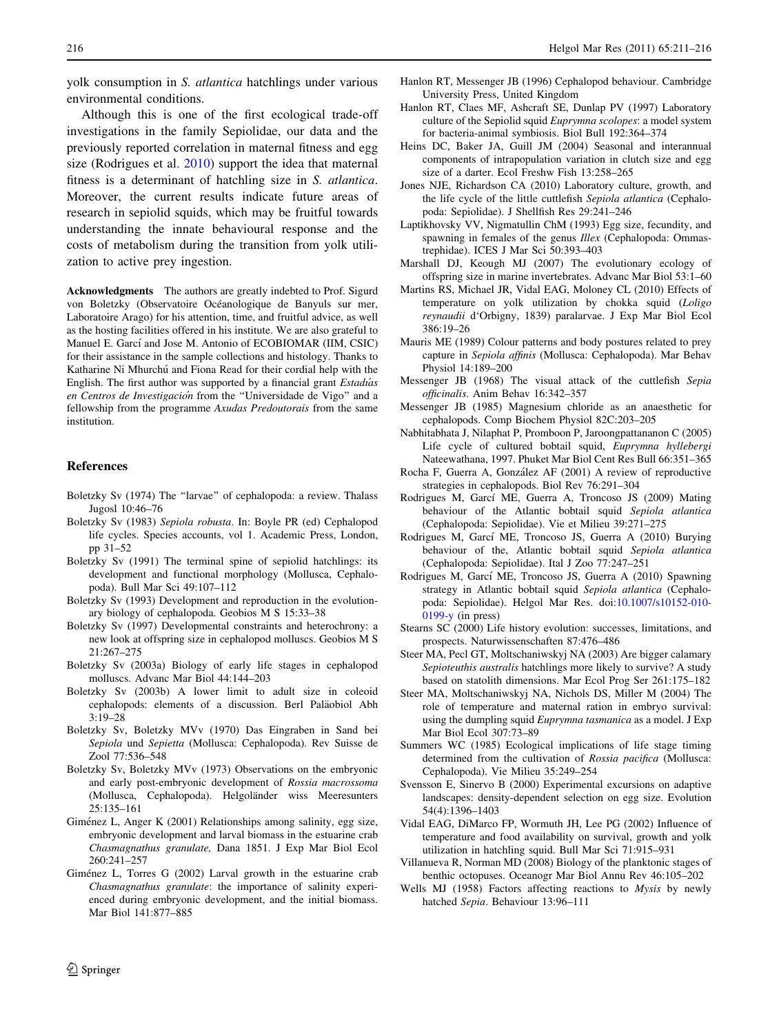yolk consumption in *S. atlantica* hatchlings under various environmental conditions.

Although this is one of the first ecological trade-off investigations in the family Sepiolidae, our data and the previously reported correlation in maternal fitness and egg size (Rodrigues et al. 2010) support the idea that maternal fitness is a determinant of hatchling size in *S. atlantica*. Moreover, the current results indicate future areas of research in sepiolid squids, which may be fruitful towards understanding the innate behavioural response and the costs of metabolism during the transition from yolk utilization to active prey ingestion.

**Acknowledgments** The authors are greatly indebted to Prof. Sigurd von Boletzky (Observatoire Océanologique de Banyuls sur mer, Laboratoire Arago) for his attention, time, and fruitful advice, as well as the hosting facilities offered in his institute. We are also grateful to Manuel E. Garcí and Jose M. Antonio of ECOBIOMAR (IIM, CSIC) for their assistance in the sample collections and histology. Thanks to Katharine Ni Mhurchú and Fiona Read for their cordial help with the English. The first author was supported by a financial grant *Estadías en Centros de Investigación* from the "Universidade de Vigo" and a fellowship from the programme *Axudas Predoutorais* from the same institution.

## References

Boletzky Sv (1974) The "larvae" of cephalopoda: a review. Thalass Jugosl 10:46–76

Boletzky Sv (1983) *Sepiola robusta*. In: Boyle PR (ed) Cephalopod life cycles. Species accounts, vol 1. Academic Press, London, pp 31–52

Boletzky Sv (1991) The terminal spine of sepiolid hatchlings: its development and functional morphology (Mollusca, Cephalopoda). Bull Mar Sci 49:107–112

Boletzky Sv (1993) Development and reproduction in the evolutionary biology of cephalopoda. Geobios M S 15:33–38

Boletzky Sv (1997) Developmental constraints and heterochrony: a new look at offspring size in cephalopod molluscs. Geobios M S 21:267–275

Boletzky Sv (2003a) Biology of early life stages in cephalopod molluscs. Advanc Mar Biol 44:144–203

Boletzky Sv (2003b) A lower limit to adult size in coleoid cephalopods: elements of a discussion. Berl Paläobiol Abh 3:19–28

Boletzky Sv, Boletzky MVv (1970) Das Eingraben in Sand bei *Sepiola* und *Sepietta* (Mollusca: Cephalopoda). Rev Suisse de Zool 77:536–548

Boletzky Sv, Boletzky MVv (1973) Observations on the embryonic and early post-embryonic development of *Rossia macrossoma* (Mollusca, Cephalopoda). Helgoländer wiss Meeresunters 25:135–161

Giménez L, Anger K (2001) Relationships among salinity, egg size, embryonic development and larval biomass in the estuarine crab *Chasmagnathus granulate,* Dana 1851. J Exp Mar Biol Ecol 260:241–257

Giménez L, Torres G (2002) Larval growth in the estuarine crab *Chasmagnathus granulate*: the importance of salinity experienced during embryonic development, and the initial biomass. Mar Biol 141:877–885

Hanlon RT, Messenger JB (1996) Cephalopod behaviour. Cambridge University Press, United Kingdom

Hanlon RT, Claes MF, Ashcraft SE, Dunlap PV (1997) Laboratory culture of the Sepiolid squid *Euprymna scolopes*: a model system for bacteria-animal symbiosis. Biol Bull 192:364–374

Heins DC, Baker JA, Guill JM (2004) Seasonal and interannual components of intrapopulation variation in clutch size and egg size of a darter. Ecol Freshw Fish 13:258–265

Jones NJE, Richardson CA (2010) Laboratory culture, growth, and the life cycle of the little cuttlefish *Sepiola atlantica* (Cephalopoda: Sepiolidae). J Shellfish Res 29:241–246

Laptikhovsky VV, Nigmatullin ChM (1993) Egg size, fecundity, and spawning in females of the genus *Illex* (Cephalopoda: Ommastrephidae). ICES J Mar Sci 50:393–403

Marshall DJ, Keough MJ (2007) The evolutionary ecology of offspring size in marine invertebrates. Advanc Mar Biol 53:1–60

Martins RS, Michael JR, Vidal EAG, Moloney CL (2010) Effects of temperature on yolk utilization by chokka squid (*Loligo reynaudii* d'Orbigny, 1839) paralarvae. J Exp Mar Biol Ecol 386:19–26

Mauris ME (1989) Colour patterns and body postures related to prey capture in *Sepiola affinis* (Mollusca: Cephalopoda). Mar Behav Physiol 14:189–200

Messenger JB (1968) The visual attack of the cuttlefish *Sepia officinalis*. Anim Behav 16:342–357

Messenger JB (1985) Magnesium chloride as an anaesthetic for cephalopods. Comp Biochem Physiol 82C:203–205

Nabhitabhata J, Nilaphat P, Promboon P, Jaroongpattananon C (2005) Life cycle of cultured bobtail squid, *Euprymna hyllebergi* Nateewathana, 1997. Phuket Mar Biol Cent Res Bull 66:351–365

Rocha F, Guerra A, González AF (2001) A review of reproductive strategies in cephalopods. Biol Rev 76:291–304

Rodrigues M, Garcí ME, Guerra A, Troncoso JS (2009) Mating behaviour of the Atlantic bobtail squid *Sepiola atlantica* (Cephalopoda: Sepiolidae). Vie et Milieu 39:271–275

Rodrigues M, Garcí ME, Troncoso JS, Guerra A (2010) Burying behaviour of the, Atlantic bobtail squid *Sepiola atlantica* (Cephalopoda: Sepiolidae). Ital J Zoo 77:247–251

Rodrigues M, Garcí ME, Troncoso JS, Guerra A (2010) Spawning strategy in Atlantic bobtail squid *Sepiola atlantica* (Cephalopoda: Sepiolidae). Helgol Mar Res. doi:10.1007/s10152-010-0199-y (in press)

Stearns SC (2000) Life history evolution: successes, limitations, and prospects. Naturwissenschaften 87:476–486

Steer MA, Pecl GT, Moltschaniwskyj NA (2003) Are bigger calamary *Sepioteuthis australis* hatchlings more likely to survive? A study based on statolith dimensions. Mar Ecol Prog Ser 261:175–182

Steer MA, Moltschaniwskyj NA, Nichols DS, Miller M (2004) The role of temperature and maternal ration in embryo survival: using the dumpling squid *Euprymna tasmanica* as a model. J Exp Mar Biol Ecol 307:73–89

Summers WC (1985) Ecological implications of life stage timing determined from the cultivation of *Rossia pacifica* (Mollusca: Cephalopoda). Vie Milieu 35:249–254

Svensson E, Sinervo B (2000) Experimental excursions on adaptive landscapes: density-dependent selection on egg size. Evolution 54(4):1396–1403

Vidal EAG, DiMarco FP, Wormuth JH, Lee PG (2002) Influence of temperature and food availability on survival, growth and yolk utilization in hatchling squid. Bull Mar Sci 71:915–931

Villanueva R, Norman MD (2008) Biology of the planktonic stages of benthic octopuses. Oceanogr Mar Biol Annu Rev 46:105–202

Wells MJ (1958) Factors affecting reactions to *Mysis* by newly hatched *Sepia*. Behaviour 13:96–111